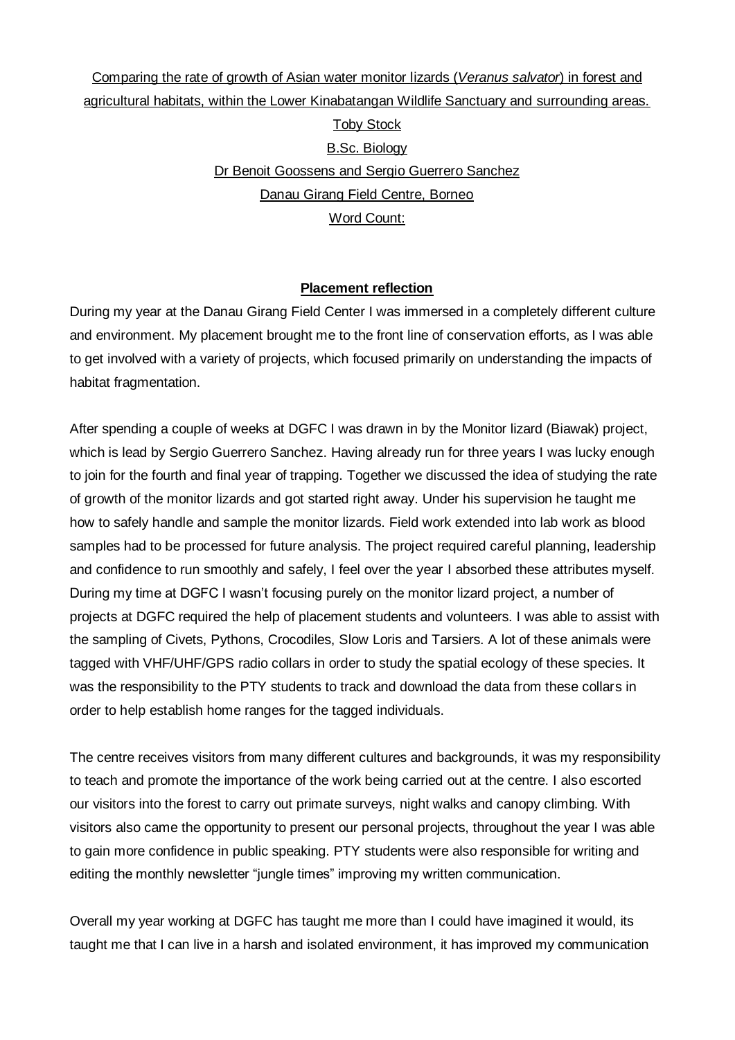<u>Comparing the rate of growth of Asian water monitor lizards (*Veranus salvator*) in forest and agricultural habitats, within the Lower Kinabatangan Wildlife Sanctuary and surrounding areas.</u>

<u>Toby Stock</u>

<u>B.Sc. Biology</u>

<u>Dr Benoit Goossens and Sergio Guerrero Sanchez</u>

<u>Danau Girang Field Centre, Borneo</u>

<u>Word Count:</u>

## Placement reflection

During my year at the Danau Girang Field Center I was immersed in a completely different culture and environment. My placement brought me to the front line of conservation efforts, as I was able to get involved with a variety of projects, which focused primarily on understanding the impacts of habitat fragmentation.

After spending a couple of weeks at DGFC I was drawn in by the Monitor lizard (Biawak) project, which is lead by Sergio Guerrero Sanchez. Having already run for three years I was lucky enough to join for the fourth and final year of trapping. Together we discussed the idea of studying the rate of growth of the monitor lizards and got started right away. Under his supervision he taught me how to safely handle and sample the monitor lizards. Field work extended into lab work as blood samples had to be processed for future analysis. The project required careful planning, leadership and confidence to run smoothly and safely, I feel over the year I absorbed these attributes myself. During my time at DGFC I wasn't focusing purely on the monitor lizard project, a number of projects at DGFC required the help of placement students and volunteers. I was able to assist with the sampling of Civets, Pythons, Crocodiles, Slow Loris and Tarsiers. A lot of these animals were tagged with VHF/UHF/GPS radio collars in order to study the spatial ecology of these species. It was the responsibility to the PTY students to track and download the data from these collars in order to help establish home ranges for the tagged individuals.

The centre receives visitors from many different cultures and backgrounds, it was my responsibility to teach and promote the importance of the work being carried out at the centre. I also escorted our visitors into the forest to carry out primate surveys, night walks and canopy climbing. With visitors also came the opportunity to present our personal projects, throughout the year I was able to gain more confidence in public speaking. PTY students were also responsible for writing and editing the monthly newsletter "jungle times" improving my written communication.

Overall my year working at DGFC has taught me more than I could have imagined it would, its taught me that I can live in a harsh and isolated environment, it has improved my communication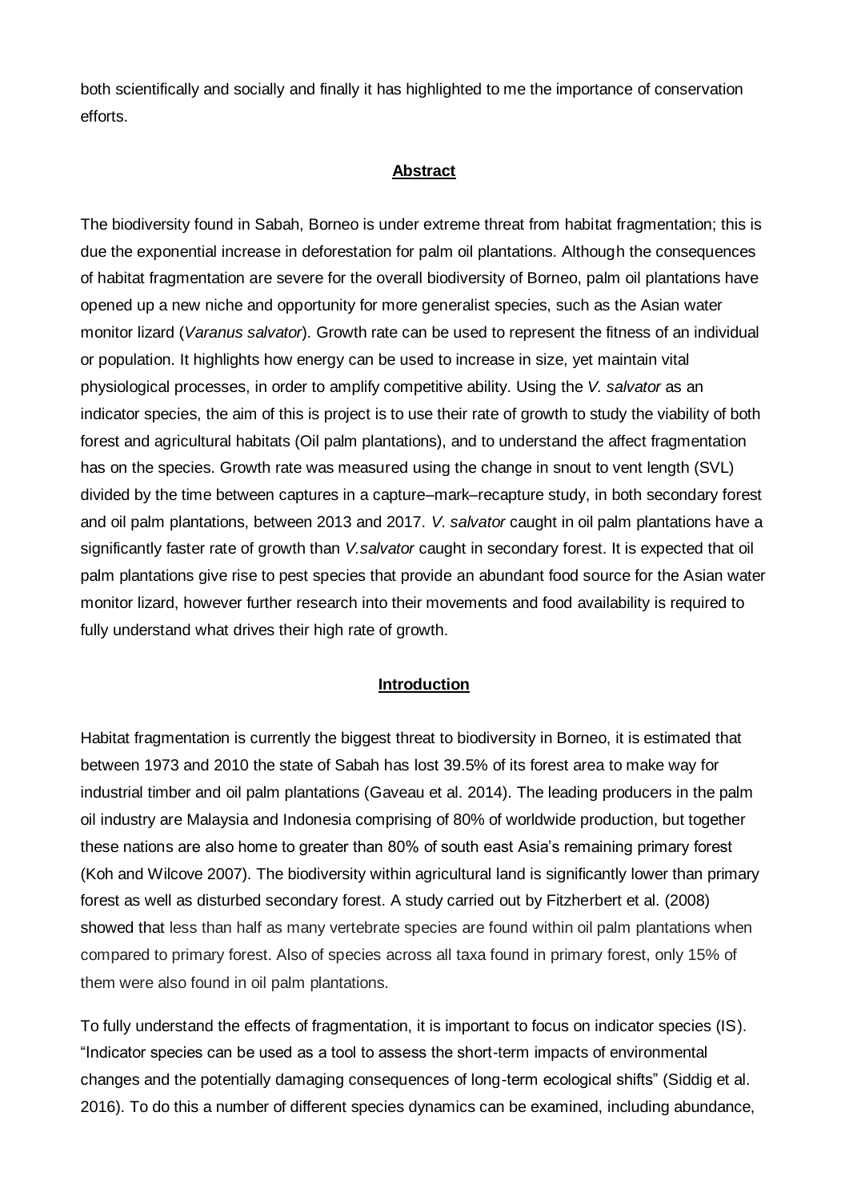both scientifically and socially and finally it has highlighted to me the importance of conservation efforts.

## Abstract

The biodiversity found in Sabah, Borneo is under extreme threat from habitat fragmentation; this is due the exponential increase in deforestation for palm oil plantations. Although the consequences of habitat fragmentation are severe for the overall biodiversity of Borneo, palm oil plantations have opened up a new niche and opportunity for more generalist species, such as the Asian water monitor lizard (*Varanus salvator*). Growth rate can be used to represent the fitness of an individual or population. It highlights how energy can be used to increase in size, yet maintain vital physiological processes, in order to amplify competitive ability. Using the *V. salvator* as an indicator species, the aim of this is project is to use their rate of growth to study the viability of both forest and agricultural habitats (Oil palm plantations), and to understand the affect fragmentation has on the species. Growth rate was measured using the change in snout to vent length (SVL) divided by the time between captures in a capture–mark–recapture study, in both secondary forest and oil palm plantations, between 2013 and 2017. *V. salvator* caught in oil palm plantations have a significantly faster rate of growth than *V.salvator* caught in secondary forest. It is expected that oil palm plantations give rise to pest species that provide an abundant food source for the Asian water monitor lizard, however further research into their movements and food availability is required to fully understand what drives their high rate of growth.

## Introduction

Habitat fragmentation is currently the biggest threat to biodiversity in Borneo, it is estimated that between 1973 and 2010 the state of Sabah has lost 39.5% of its forest area to make way for industrial timber and oil palm plantations (Gaveau et al. 2014). The leading producers in the palm oil industry are Malaysia and Indonesia comprising of 80% of worldwide production, but together these nations are also home to greater than 80% of south east Asia's remaining primary forest (Koh and Wilcove 2007). The biodiversity within agricultural land is significantly lower than primary forest as well as disturbed secondary forest. A study carried out by Fitzherbert et al. (2008) showed that less than half as many vertebrate species are found within oil palm plantations when compared to primary forest. Also of species across all taxa found in primary forest, only 15% of them were also found in oil palm plantations.

To fully understand the effects of fragmentation, it is important to focus on indicator species (IS). "Indicator species can be used as a tool to assess the short-term impacts of environmental changes and the potentially damaging consequences of long-term ecological shifts" (Siddig et al. 2016). To do this a number of different species dynamics can be examined, including abundance,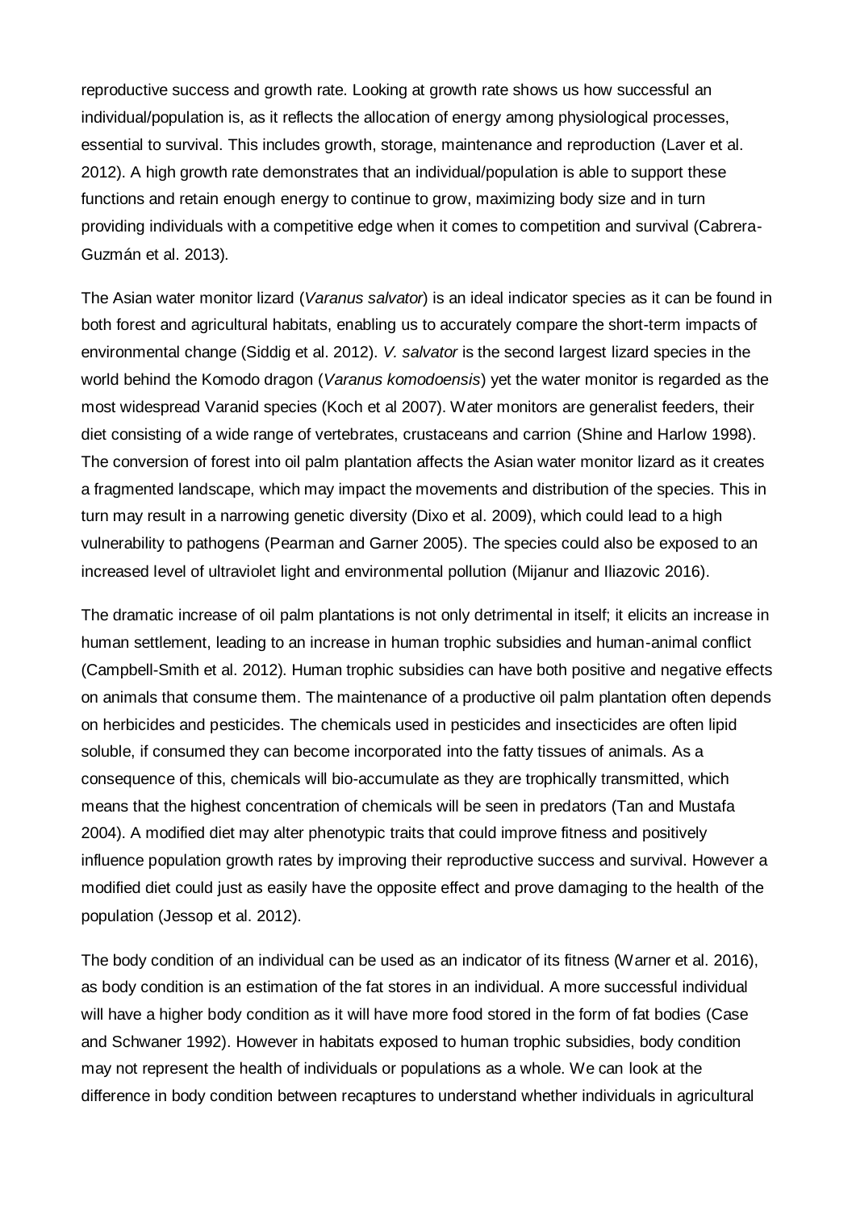reproductive success and growth rate. Looking at growth rate shows us how successful an individual/population is, as it reflects the allocation of energy among physiological processes, essential to survival. This includes growth, storage, maintenance and reproduction (Laver et al. 2012). A high growth rate demonstrates that an individual/population is able to support these functions and retain enough energy to continue to grow, maximizing body size and in turn providing individuals with a competitive edge when it comes to competition and survival (Cabrera-Guzmán et al. 2013).

The Asian water monitor lizard (*Varanus salvator*) is an ideal indicator species as it can be found in both forest and agricultural habitats, enabling us to accurately compare the short-term impacts of environmental change (Siddig et al. 2012). *V. salvator* is the second largest lizard species in the world behind the Komodo dragon (*Varanus komodoensis*) yet the water monitor is regarded as the most widespread Varanid species (Koch et al 2007). Water monitors are generalist feeders, their diet consisting of a wide range of vertebrates, crustaceans and carrion (Shine and Harlow 1998). The conversion of forest into oil palm plantation affects the Asian water monitor lizard as it creates a fragmented landscape, which may impact the movements and distribution of the species. This in turn may result in a narrowing genetic diversity (Dixo et al. 2009), which could lead to a high vulnerability to pathogens (Pearman and Garner 2005). The species could also be exposed to an increased level of ultraviolet light and environmental pollution (Mijanur and Iliazovic 2016).

The dramatic increase of oil palm plantations is not only detrimental in itself; it elicits an increase in human settlement, leading to an increase in human trophic subsidies and human-animal conflict (Campbell-Smith et al. 2012). Human trophic subsidies can have both positive and negative effects on animals that consume them. The maintenance of a productive oil palm plantation often depends on herbicides and pesticides. The chemicals used in pesticides and insecticides are often lipid soluble, if consumed they can become incorporated into the fatty tissues of animals. As a consequence of this, chemicals will bio-accumulate as they are trophically transmitted, which means that the highest concentration of chemicals will be seen in predators (Tan and Mustafa 2004). A modified diet may alter phenotypic traits that could improve fitness and positively influence population growth rates by improving their reproductive success and survival. However a modified diet could just as easily have the opposite effect and prove damaging to the health of the population (Jessop et al. 2012).

The body condition of an individual can be used as an indicator of its fitness (Warner et al. 2016), as body condition is an estimation of the fat stores in an individual. A more successful individual will have a higher body condition as it will have more food stored in the form of fat bodies (Case and Schwaner 1992). However in habitats exposed to human trophic subsidies, body condition may not represent the health of individuals or populations as a whole. We can look at the difference in body condition between recaptures to understand whether individuals in agricultural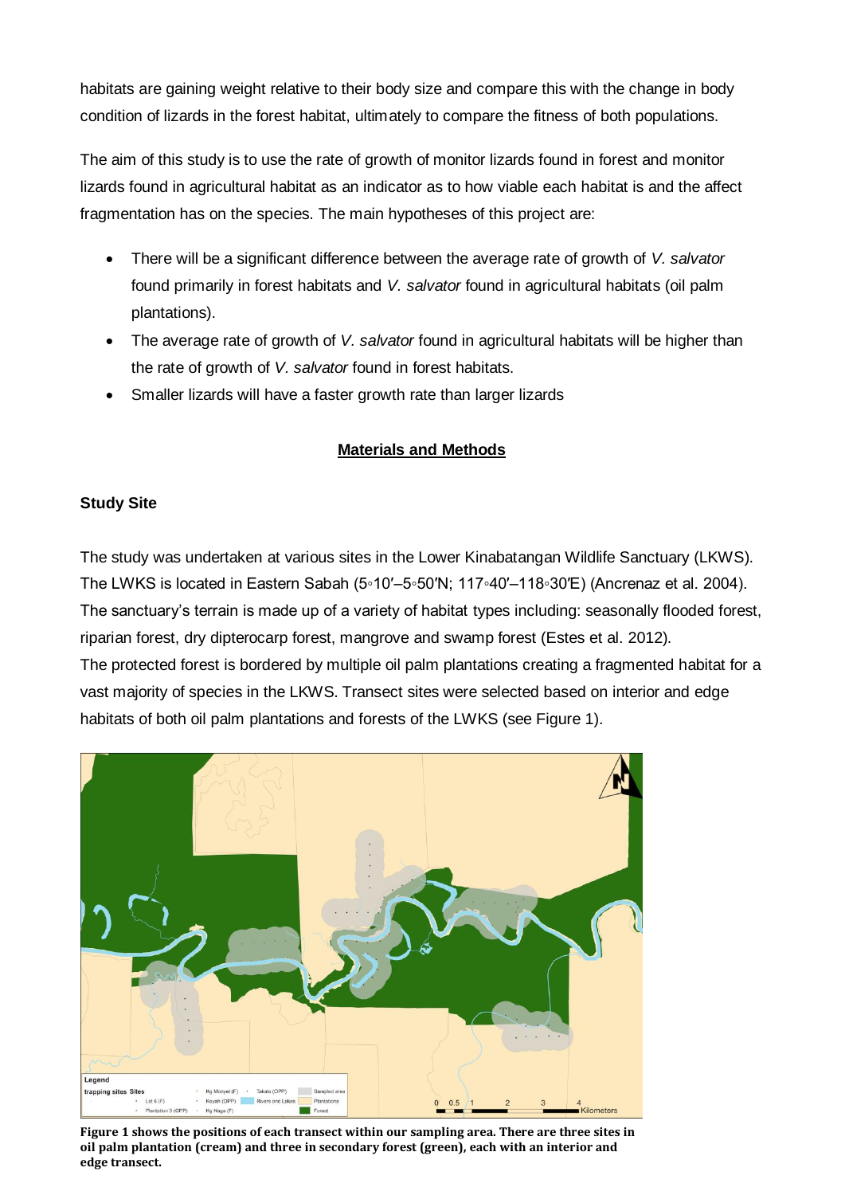habitats are gaining weight relative to their body size and compare this with the change in body condition of lizards in the forest habitat, ultimately to compare the fitness of both populations.

The aim of this study is to use the rate of growth of monitor lizards found in forest and monitor lizards found in agricultural habitat as an indicator as to how viable each habitat is and the affect fragmentation has on the species. The main hypotheses of this project are:

- There will be a significant difference between the average rate of growth of *V. salvator* found primarily in forest habitats and *V. salvator* found in agricultural habitats (oil palm plantations).
- The average rate of growth of *V. salvator* found in agricultural habitats will be higher than the rate of growth of *V. salvator* found in forest habitats.
- Smaller lizards will have a faster growth rate than larger lizards

## Materials and Methods

### Study Site

The study was undertaken at various sites in the Lower Kinabatangan Wildlife Sanctuary (LKWS). The LWKS is located in Eastern Sabah (5◦10′–5◦50′N; 117◦40′–118◦30′E) (Ancrenaz et al. 2004). The sanctuary's terrain is made up of a variety of habitat types including: seasonally flooded forest, riparian forest, dry dipterocarp forest, mangrove and swamp forest (Estes et al. 2012). The protected forest is bordered by multiple oil palm plantations creating a fragmented habitat for a vast majority of species in the LKWS. Transect sites were selected based on interior and edge habitats of both oil palm plantations and forests of the LWKS (see Figure 1).

**Figure 1 shows the positions of each transect within our sampling area. There are three sites in oil palm plantation (cream) and three in secondary forest (green), each with an interior and edge transect.**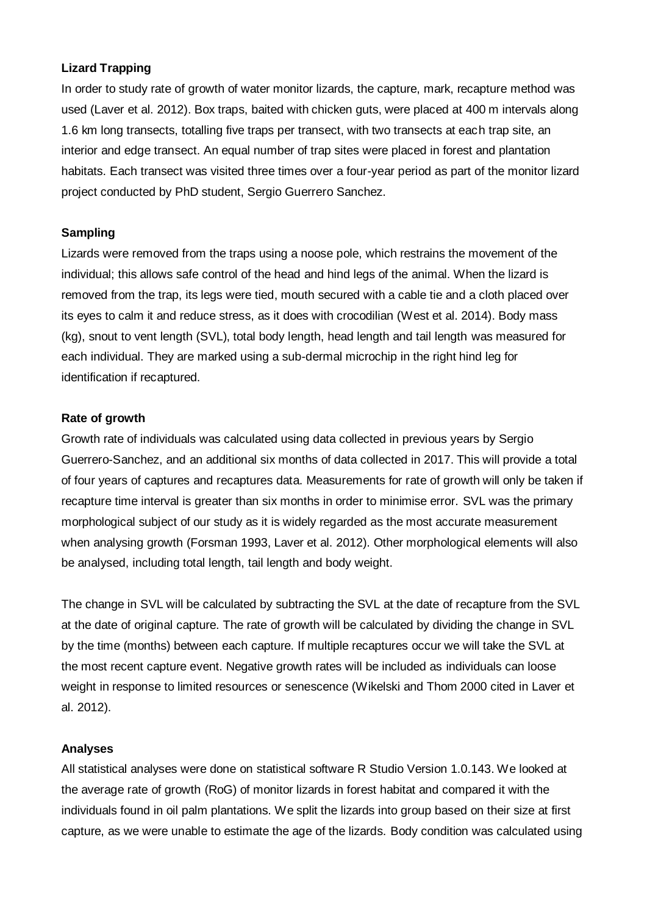**Lizard Trapping**

In order to study rate of growth of water monitor lizards, the capture, mark, recapture method was used (Laver et al. 2012). Box traps, baited with chicken guts, were placed at 400 m intervals along 1.6 km long transects, totalling five traps per transect, with two transects at each trap site, an interior and edge transect. An equal number of trap sites were placed in forest and plantation habitats. Each transect was visited three times over a four-year period as part of the monitor lizard project conducted by PhD student, Sergio Guerrero Sanchez.

**Sampling**

Lizards were removed from the traps using a noose pole, which restrains the movement of the individual; this allows safe control of the head and hind legs of the animal. When the lizard is removed from the trap, its legs were tied, mouth secured with a cable tie and a cloth placed over its eyes to calm it and reduce stress, as it does with crocodilian (West et al. 2014). Body mass (kg), snout to vent length (SVL), total body length, head length and tail length was measured for each individual. They are marked using a sub-dermal microchip in the right hind leg for identification if recaptured.

**Rate of growth**

Growth rate of individuals was calculated using data collected in previous years by Sergio Guerrero-Sanchez, and an additional six months of data collected in 2017. This will provide a total of four years of captures and recaptures data. Measurements for rate of growth will only be taken if recapture time interval is greater than six months in order to minimise error. SVL was the primary morphological subject of our study as it is widely regarded as the most accurate measurement when analysing growth (Forsman 1993, Laver et al. 2012). Other morphological elements will also be analysed, including total length, tail length and body weight.

The change in SVL will be calculated by subtracting the SVL at the date of recapture from the SVL at the date of original capture. The rate of growth will be calculated by dividing the change in SVL by the time (months) between each capture. If multiple recaptures occur we will take the SVL at the most recent capture event. Negative growth rates will be included as individuals can loose weight in response to limited resources or senescence (Wikelski and Thom 2000 cited in Laver et al. 2012).

**Analyses**

All statistical analyses were done on statistical software R Studio Version 1.0.143. We looked at the average rate of growth (RoG) of monitor lizards in forest habitat and compared it with the individuals found in oil palm plantations. We split the lizards into group based on their size at first capture, as we were unable to estimate the age of the lizards. Body condition was calculated using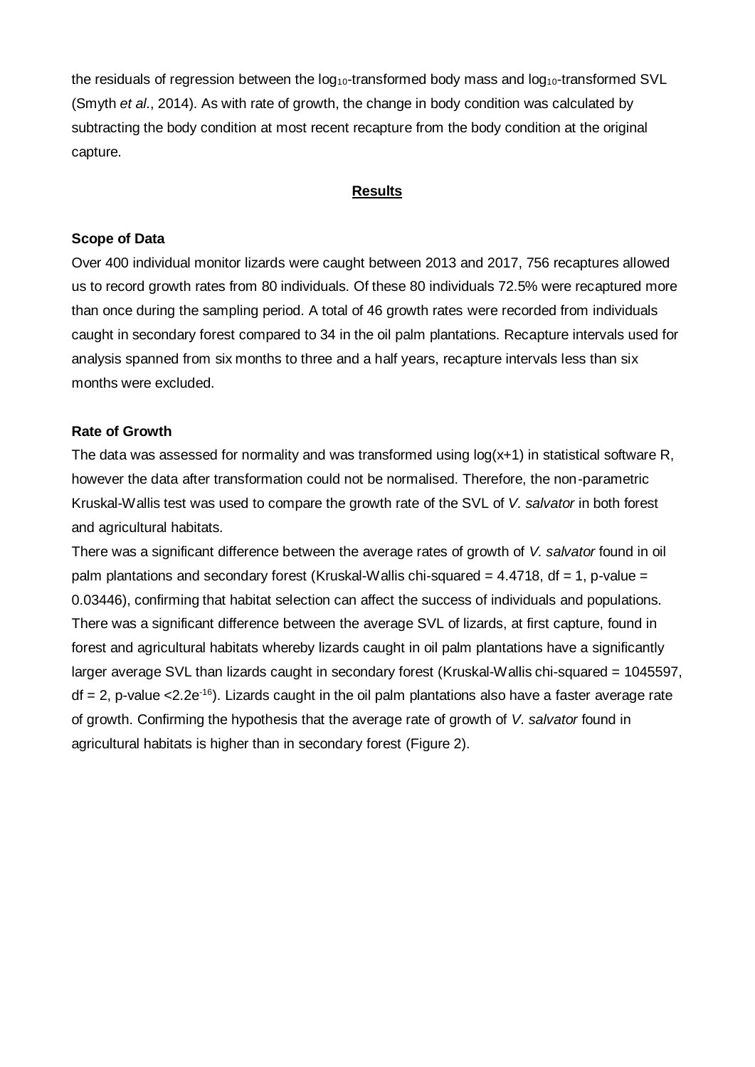the residuals of regression between the $\log_{10}$-transformed body mass and $\log_{10}$-transformed SVL (Smyth *et al*., 2014). As with rate of growth, the change in body condition was calculated by subtracting the body condition at most recent recapture from the body condition at the original capture.

## Results

### Scope of Data

Over 400 individual monitor lizards were caught between 2013 and 2017, 756 recaptures allowed us to record growth rates from 80 individuals. Of these 80 individuals 72.5% were recaptured more than once during the sampling period. A total of 46 growth rates were recorded from individuals caught in secondary forest compared to 34 in the oil palm plantations. Recapture intervals used for analysis spanned from six months to three and a half years, recapture intervals less than six months were excluded.

### Rate of Growth

The data was assessed for normality and was transformed using $\log(x+1)$ in statistical software R, however the data after transformation could not be normalised. Therefore, the non-parametric Kruskal-Wallis test was used to compare the growth rate of the SVL of *V. salvator* in both forest and agricultural habitats.

There was a significant difference between the average rates of growth of *V. salvator* found in oil palm plantations and secondary forest (Kruskal-Wallis chi-squared = 4.4718, df = 1, p-value = 0.03446), confirming that habitat selection can affect the success of individuals and populations. There was a significant difference between the average SVL of lizards, at first capture, found in forest and agricultural habitats whereby lizards caught in oil palm plantations have a significantly larger average SVL than lizards caught in secondary forest (Kruskal-Wallis chi-squared = 1045597, df = 2, p-value $<2.2e^{-16}$). Lizards caught in the oil palm plantations also have a faster average rate of growth. Confirming the hypothesis that the average rate of growth of *V. salvator* found in agricultural habitats is higher than in secondary forest (Figure 2).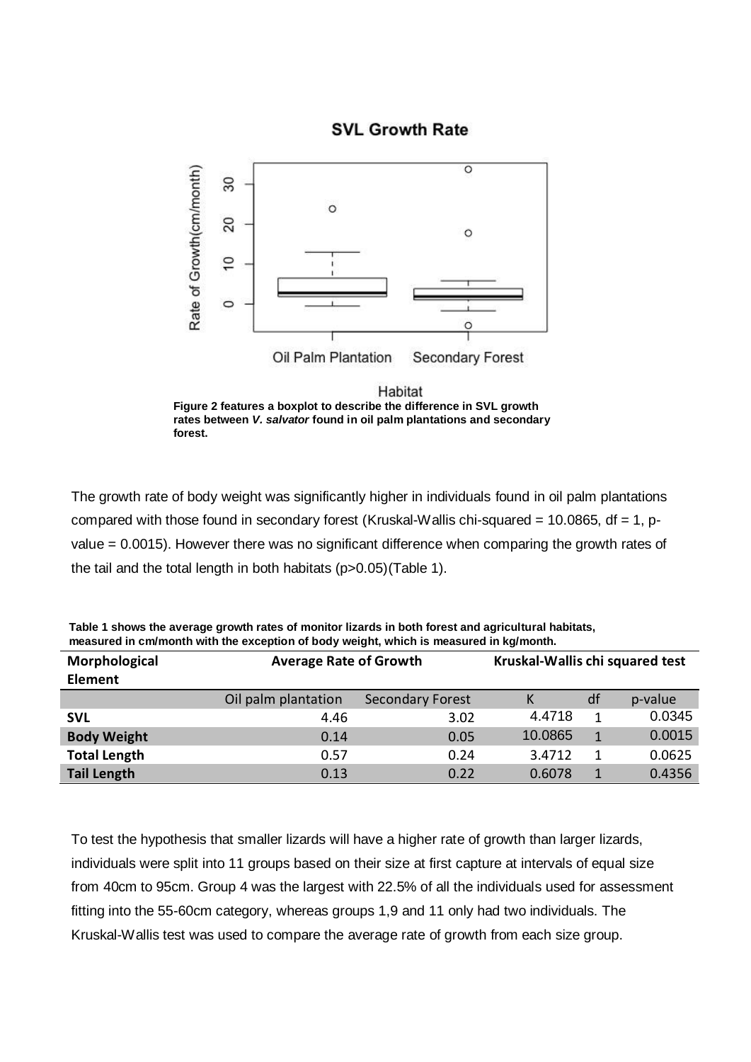**Figure 2 features a boxplot to describe the difference in SVL growth rates between *V. salvator* found in oil palm plantations and secondary forest.**

The growth rate of body weight was significantly higher in individuals found in oil palm plantations compared with those found in secondary forest (Kruskal-Wallis chi-squared = 10.0865, df = 1, p-value = 0.0015). However there was no significant difference when comparing the growth rates of the tail and the total length in both habitats ($p>0.05$)(Table 1).

**Table 1 shows the average growth rates of monitor lizards in both forest and agricultural habitats, measured in cm/month with the exception of body weight, which is measured in kg/month.**

| Morphological Element | Average Rate of Growth | | Kruskal-Wallis chi squared test | | |
|---|---|---|---|---|---|
| | Oil palm plantation | Secondary Forest | K | df | p-value |
| **SVL** | 4.46 | 3.02 | 4.4718 | 1 | 0.0345 |
| **Body Weight** | 0.14 | 0.05 | 10.0865 | 1 | 0.0015 |
| **Total Length** | 0.57 | 0.24 | 3.4712 | 1 | 0.0625 |
| **Tail Length** | 0.13 | 0.22 | 0.6078 | 1 | 0.4356 |

To test the hypothesis that smaller lizards will have a higher rate of growth than larger lizards, individuals were split into 11 groups based on their size at first capture at intervals of equal size from 40cm to 95cm. Group 4 was the largest with 22.5% of all the individuals used for assessment fitting into the 55-60cm category, whereas groups 1,9 and 11 only had two individuals. The Kruskal-Wallis test was used to compare the average rate of growth from each size group.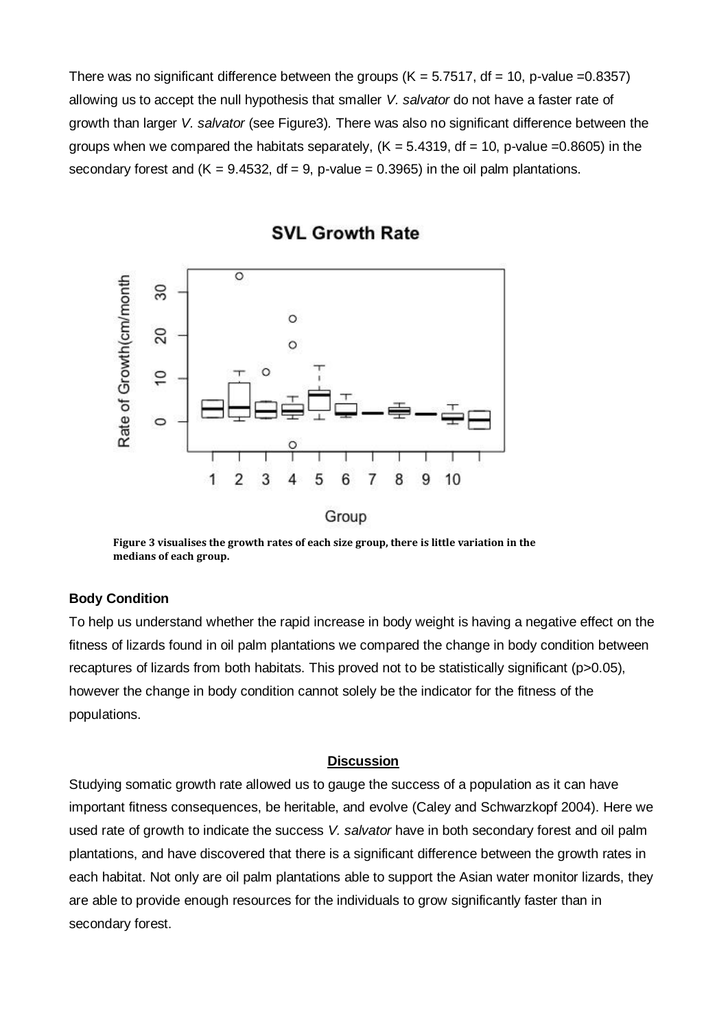There was no significant difference between the groups ($K = 5.7517$, $df = 10$, p-value $=0.8357$) allowing us to accept the null hypothesis that smaller *V. salvator* do not have a faster rate of growth than larger *V. salvator* (see Figure3). There was also no significant difference between the groups when we compared the habitats separately, ($K = 5.4319$, $df = 10$, p-value $=0.8605$) in the secondary forest and ($K = 9.4532$, $df = 9$, p-value $= 0.3965$) in the oil palm plantations.

**Figure 3 visualises the growth rates of each size group, there is little variation in the medians of each group.**

**Body Condition**

To help us understand whether the rapid increase in body weight is having a negative effect on the fitness of lizards found in oil palm plantations we compared the change in body condition between recaptures of lizards from both habitats. This proved not to be statistically significant ($p>0.05$), however the change in body condition cannot solely be the indicator for the fitness of the populations.

## Discussion

Studying somatic growth rate allowed us to gauge the success of a population as it can have important fitness consequences, be heritable, and evolve (Caley and Schwarzkopf 2004). Here we used rate of growth to indicate the success *V. salvator* have in both secondary forest and oil palm plantations, and have discovered that there is a significant difference between the growth rates in each habitat. Not only are oil palm plantations able to support the Asian water monitor lizards, they are able to provide enough resources for the individuals to grow significantly faster than in secondary forest.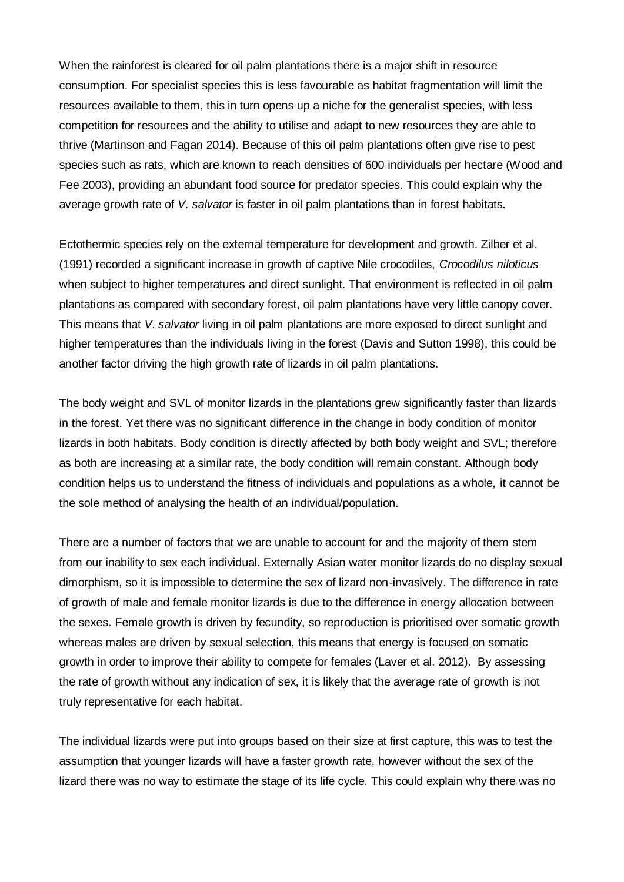When the rainforest is cleared for oil palm plantations there is a major shift in resource consumption. For specialist species this is less favourable as habitat fragmentation will limit the resources available to them, this in turn opens up a niche for the generalist species, with less competition for resources and the ability to utilise and adapt to new resources they are able to thrive (Martinson and Fagan 2014). Because of this oil palm plantations often give rise to pest species such as rats, which are known to reach densities of 600 individuals per hectare (Wood and Fee 2003), providing an abundant food source for predator species. This could explain why the average growth rate of *V. salvator* is faster in oil palm plantations than in forest habitats.

Ectothermic species rely on the external temperature for development and growth. Zilber et al. (1991) recorded a significant increase in growth of captive Nile crocodiles, *Crocodilus niloticus* when subject to higher temperatures and direct sunlight. That environment is reflected in oil palm plantations as compared with secondary forest, oil palm plantations have very little canopy cover. This means that *V. salvator* living in oil palm plantations are more exposed to direct sunlight and higher temperatures than the individuals living in the forest (Davis and Sutton 1998), this could be another factor driving the high growth rate of lizards in oil palm plantations.

The body weight and SVL of monitor lizards in the plantations grew significantly faster than lizards in the forest. Yet there was no significant difference in the change in body condition of monitor lizards in both habitats. Body condition is directly affected by both body weight and SVL; therefore as both are increasing at a similar rate, the body condition will remain constant. Although body condition helps us to understand the fitness of individuals and populations as a whole, it cannot be the sole method of analysing the health of an individual/population.

There are a number of factors that we are unable to account for and the majority of them stem from our inability to sex each individual. Externally Asian water monitor lizards do no display sexual dimorphism, so it is impossible to determine the sex of lizard non-invasively. The difference in rate of growth of male and female monitor lizards is due to the difference in energy allocation between the sexes. Female growth is driven by fecundity, so reproduction is prioritised over somatic growth whereas males are driven by sexual selection, this means that energy is focused on somatic growth in order to improve their ability to compete for females (Laver et al. 2012). By assessing the rate of growth without any indication of sex, it is likely that the average rate of growth is not truly representative for each habitat.

The individual lizards were put into groups based on their size at first capture, this was to test the assumption that younger lizards will have a faster growth rate, however without the sex of the lizard there was no way to estimate the stage of its life cycle. This could explain why there was no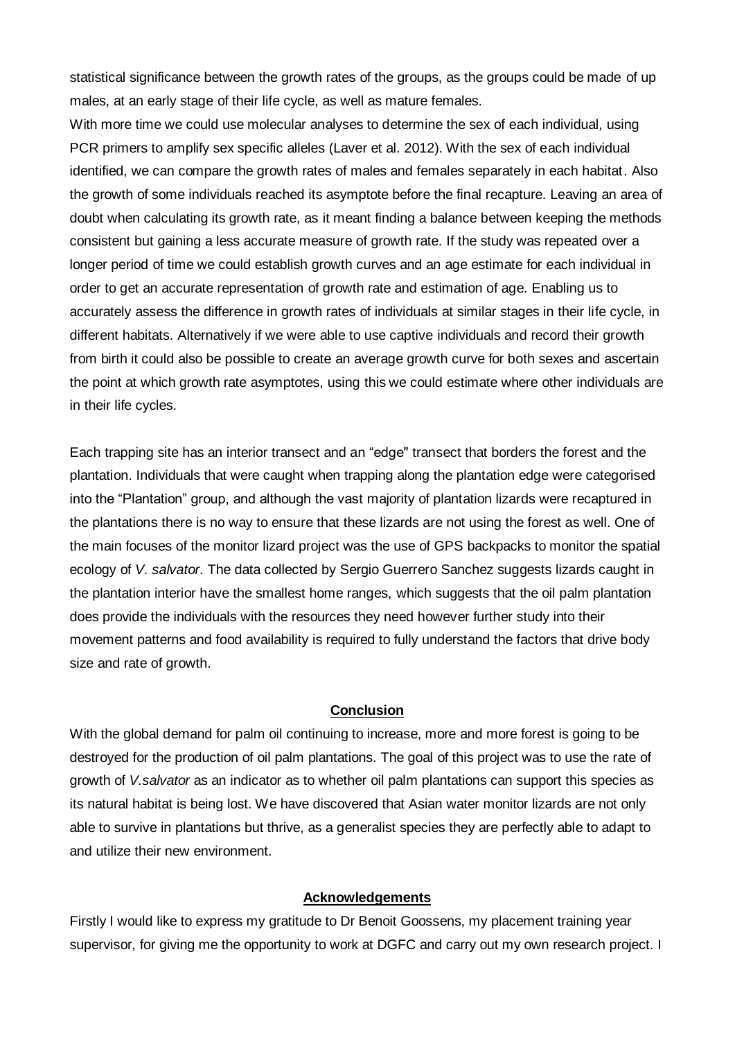statistical significance between the growth rates of the groups, as the groups could be made of up males, at an early stage of their life cycle, as well as mature females.

With more time we could use molecular analyses to determine the sex of each individual, using PCR primers to amplify sex specific alleles (Laver et al. 2012). With the sex of each individual identified, we can compare the growth rates of males and females separately in each habitat. Also the growth of some individuals reached its asymptote before the final recapture. Leaving an area of doubt when calculating its growth rate, as it meant finding a balance between keeping the methods consistent but gaining a less accurate measure of growth rate. If the study was repeated over a longer period of time we could establish growth curves and an age estimate for each individual in order to get an accurate representation of growth rate and estimation of age. Enabling us to accurately assess the difference in growth rates of individuals at similar stages in their life cycle, in different habitats. Alternatively if we were able to use captive individuals and record their growth from birth it could also be possible to create an average growth curve for both sexes and ascertain the point at which growth rate asymptotes, using this we could estimate where other individuals are in their life cycles.

Each trapping site has an interior transect and an "edge" transect that borders the forest and the plantation. Individuals that were caught when trapping along the plantation edge were categorised into the "Plantation" group, and although the vast majority of plantation lizards were recaptured in the plantations there is no way to ensure that these lizards are not using the forest as well. One of the main focuses of the monitor lizard project was the use of GPS backpacks to monitor the spatial ecology of *V. salvator*. The data collected by Sergio Guerrero Sanchez suggests lizards caught in the plantation interior have the smallest home ranges, which suggests that the oil palm plantation does provide the individuals with the resources they need however further study into their movement patterns and food availability is required to fully understand the factors that drive body size and rate of growth.

## Conclusion

With the global demand for palm oil continuing to increase, more and more forest is going to be destroyed for the production of oil palm plantations. The goal of this project was to use the rate of growth of *V.salvator* as an indicator as to whether oil palm plantations can support this species as its natural habitat is being lost. We have discovered that Asian water monitor lizards are not only able to survive in plantations but thrive, as a generalist species they are perfectly able to adapt to and utilize their new environment.

## Acknowledgements

Firstly I would like to express my gratitude to Dr Benoit Goossens, my placement training year supervisor, for giving me the opportunity to work at DGFC and carry out my own research project. I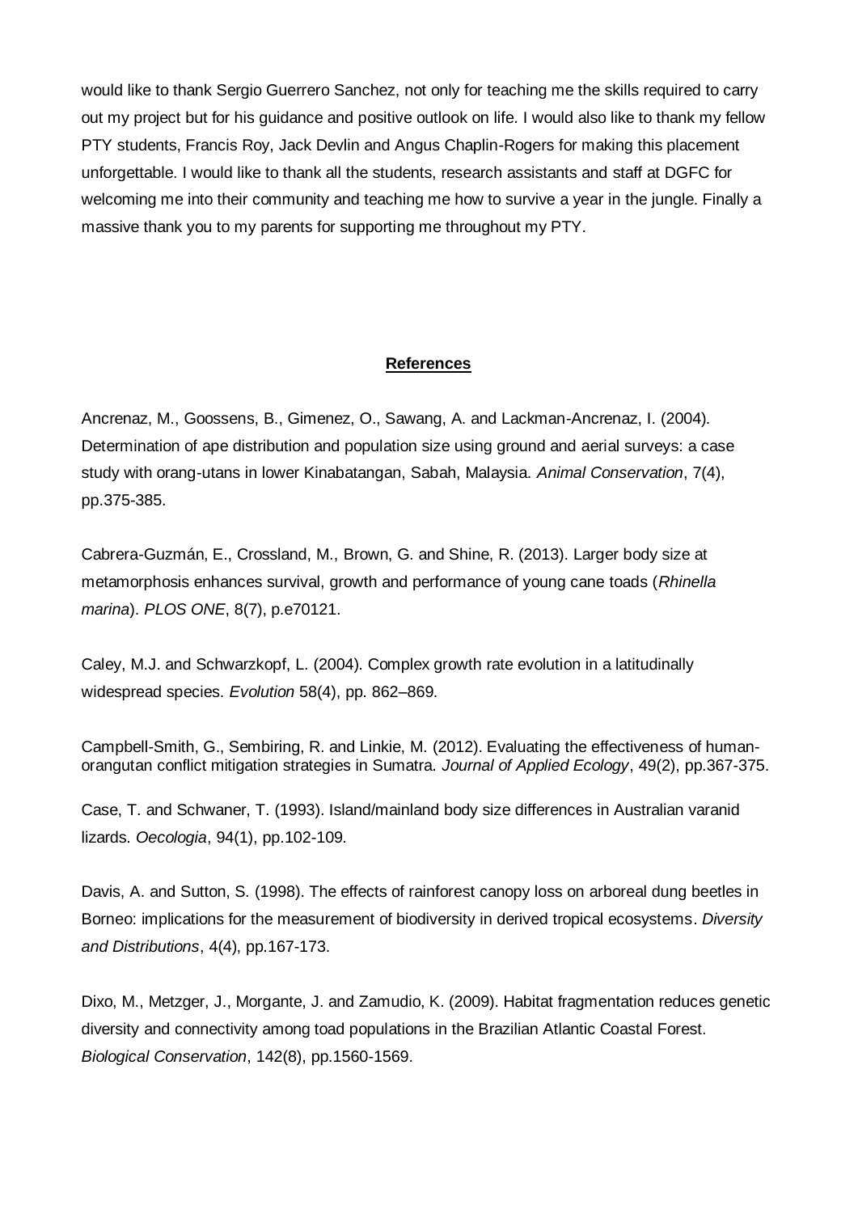would like to thank Sergio Guerrero Sanchez, not only for teaching me the skills required to carry out my project but for his guidance and positive outlook on life. I would also like to thank my fellow PTY students, Francis Roy, Jack Devlin and Angus Chaplin-Rogers for making this placement unforgettable. I would like to thank all the students, research assistants and staff at DGFC for welcoming me into their community and teaching me how to survive a year in the jungle. Finally a massive thank you to my parents for supporting me throughout my PTY.

## **References**

Ancrenaz, M., Goossens, B., Gimenez, O., Sawang, A. and Lackman-Ancrenaz, I. (2004). Determination of ape distribution and population size using ground and aerial surveys: a case study with orang-utans in lower Kinabatangan, Sabah, Malaysia. *Animal Conservation*, 7(4), pp.375-385.

Cabrera-Guzmán, E., Crossland, M., Brown, G. and Shine, R. (2013). Larger body size at metamorphosis enhances survival, growth and performance of young cane toads (*Rhinella marina*). *PLOS ONE*, 8(7), p.e70121.

Caley, M.J. and Schwarzkopf, L. (2004). Complex growth rate evolution in a latitudinally widespread species. *Evolution* 58(4), pp. 862–869.

Campbell-Smith, G., Sembiring, R. and Linkie, M. (2012). Evaluating the effectiveness of human-orangutan conflict mitigation strategies in Sumatra. *Journal of Applied Ecology*, 49(2), pp.367-375.

Case, T. and Schwaner, T. (1993). Island/mainland body size differences in Australian varanid lizards. *Oecologia*, 94(1), pp.102-109.

Davis, A. and Sutton, S. (1998). The effects of rainforest canopy loss on arboreal dung beetles in Borneo: implications for the measurement of biodiversity in derived tropical ecosystems. *Diversity and Distributions*, 4(4), pp.167-173.

Dixo, M., Metzger, J., Morgante, J. and Zamudio, K. (2009). Habitat fragmentation reduces genetic diversity and connectivity among toad populations in the Brazilian Atlantic Coastal Forest. *Biological Conservation*, 142(8), pp.1560-1569.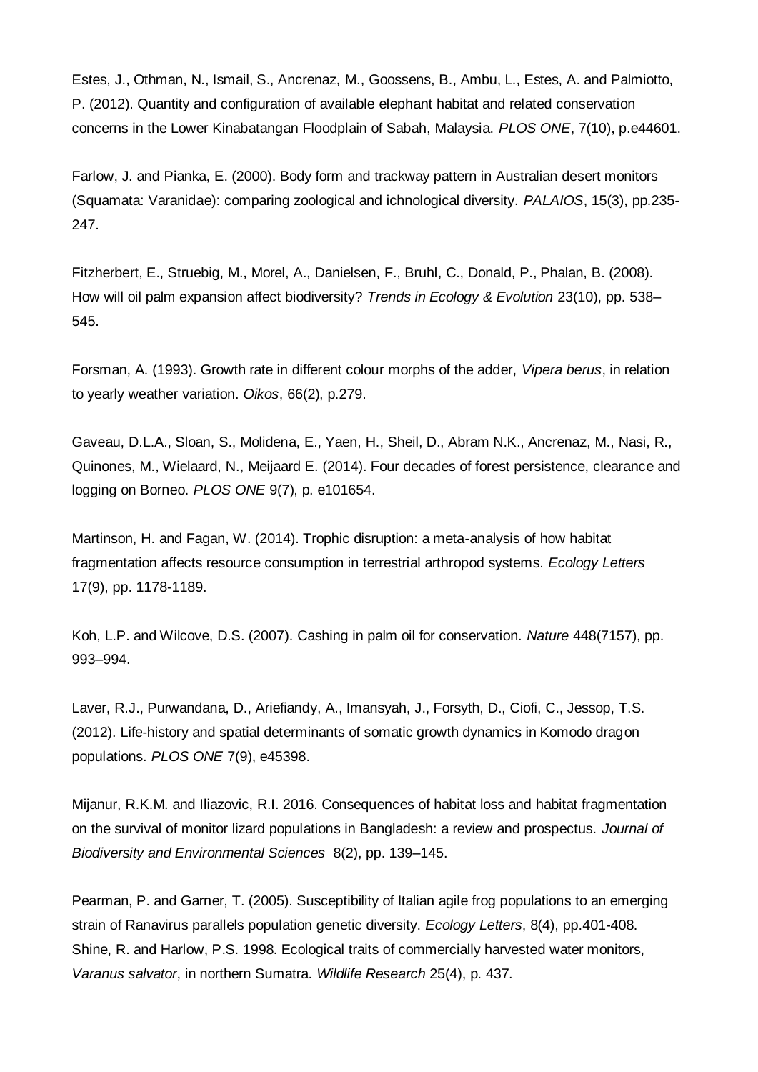Estes, J., Othman, N., Ismail, S., Ancrenaz, M., Goossens, B., Ambu, L., Estes, A. and Palmiotto, P. (2012). Quantity and configuration of available elephant habitat and related conservation concerns in the Lower Kinabatangan Floodplain of Sabah, Malaysia. *PLOS ONE*, 7(10), p.e44601.

Farlow, J. and Pianka, E. (2000). Body form and trackway pattern in Australian desert monitors (Squamata: Varanidae): comparing zoological and ichnological diversity. *PALAIOS*, 15(3), pp.235-247.

Fitzherbert, E., Struebig, M., Morel, A., Danielsen, F., Bruhl, C., Donald, P., Phalan, B. (2008). How will oil palm expansion affect biodiversity? *Trends in Ecology & Evolution* 23(10), pp. 538–545.

Forsman, A. (1993). Growth rate in different colour morphs of the adder, *Vipera berus*, in relation to yearly weather variation. *Oikos*, 66(2), p.279.

Gaveau, D.L.A., Sloan, S., Molidena, E., Yaen, H., Sheil, D., Abram N.K., Ancrenaz, M., Nasi, R., Quinones, M., Wielaard, N., Meijaard E. (2014). Four decades of forest persistence, clearance and logging on Borneo. *PLOS ONE* 9(7), p. e101654.

Martinson, H. and Fagan, W. (2014). Trophic disruption: a meta-analysis of how habitat fragmentation affects resource consumption in terrestrial arthropod systems. *Ecology Letters* 17(9), pp. 1178-1189.

Koh, L.P. and Wilcove, D.S. (2007). Cashing in palm oil for conservation. *Nature* 448(7157), pp. 993–994.

Laver, R.J., Purwandana, D., Ariefiandy, A., Imansyah, J., Forsyth, D., Ciofi, C., Jessop, T.S. (2012). Life-history and spatial determinants of somatic growth dynamics in Komodo dragon populations. *PLOS ONE* 7(9), e45398.

Mijanur, R.K.M. and Iliazovic, R.I. 2016. Consequences of habitat loss and habitat fragmentation on the survival of monitor lizard populations in Bangladesh: a review and prospectus. *Journal of Biodiversity and Environmental Sciences* 8(2), pp. 139–145.

Pearman, P. and Garner, T. (2005). Susceptibility of Italian agile frog populations to an emerging strain of Ranavirus parallels population genetic diversity. *Ecology Letters*, 8(4), pp.401-408.

Shine, R. and Harlow, P.S. 1998. Ecological traits of commercially harvested water monitors, *Varanus salvator*, in northern Sumatra. *Wildlife Research* 25(4), p. 437.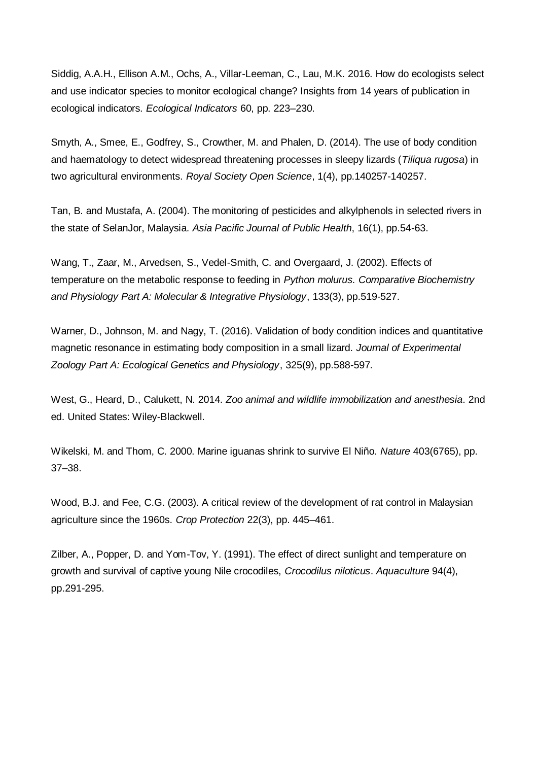Siddig, A.A.H., Ellison A.M., Ochs, A., Villar-Leeman, C., Lau, M.K. 2016. How do ecologists select and use indicator species to monitor ecological change? Insights from 14 years of publication in ecological indicators. *Ecological Indicators* 60, pp. 223–230.

Smyth, A., Smee, E., Godfrey, S., Crowther, M. and Phalen, D. (2014). The use of body condition and haematology to detect widespread threatening processes in sleepy lizards (*Tiliqua rugosa*) in two agricultural environments. *Royal Society Open Science*, 1(4), pp.140257-140257.

Tan, B. and Mustafa, A. (2004). The monitoring of pesticides and alkylphenols in selected rivers in the state of SelanJor, Malaysia. *Asia Pacific Journal of Public Health*, 16(1), pp.54-63.

Wang, T., Zaar, M., Arvedsen, S., Vedel-Smith, C. and Overgaard, J. (2002). Effects of temperature on the metabolic response to feeding in *Python molurus. Comparative Biochemistry and Physiology Part A: Molecular & Integrative Physiology*, 133(3), pp.519-527.

Warner, D., Johnson, M. and Nagy, T. (2016). Validation of body condition indices and quantitative magnetic resonance in estimating body composition in a small lizard. *Journal of Experimental Zoology Part A: Ecological Genetics and Physiology*, 325(9), pp.588-597.

West, G., Heard, D., Calukett, N. 2014. *Zoo animal and wildlife immobilization and anesthesia*. 2nd ed. United States: Wiley-Blackwell.

Wikelski, M. and Thom, C. 2000. Marine iguanas shrink to survive El Niño. *Nature* 403(6765), pp. 37–38.

Wood, B.J. and Fee, C.G. (2003). A critical review of the development of rat control in Malaysian agriculture since the 1960s. *Crop Protection* 22(3), pp. 445–461.

Zilber, A., Popper, D. and Yom-Tov, Y. (1991). The effect of direct sunlight and temperature on growth and survival of captive young Nile crocodiles, *Crocodilus niloticus*. *Aquaculture* 94(4), pp.291-295.